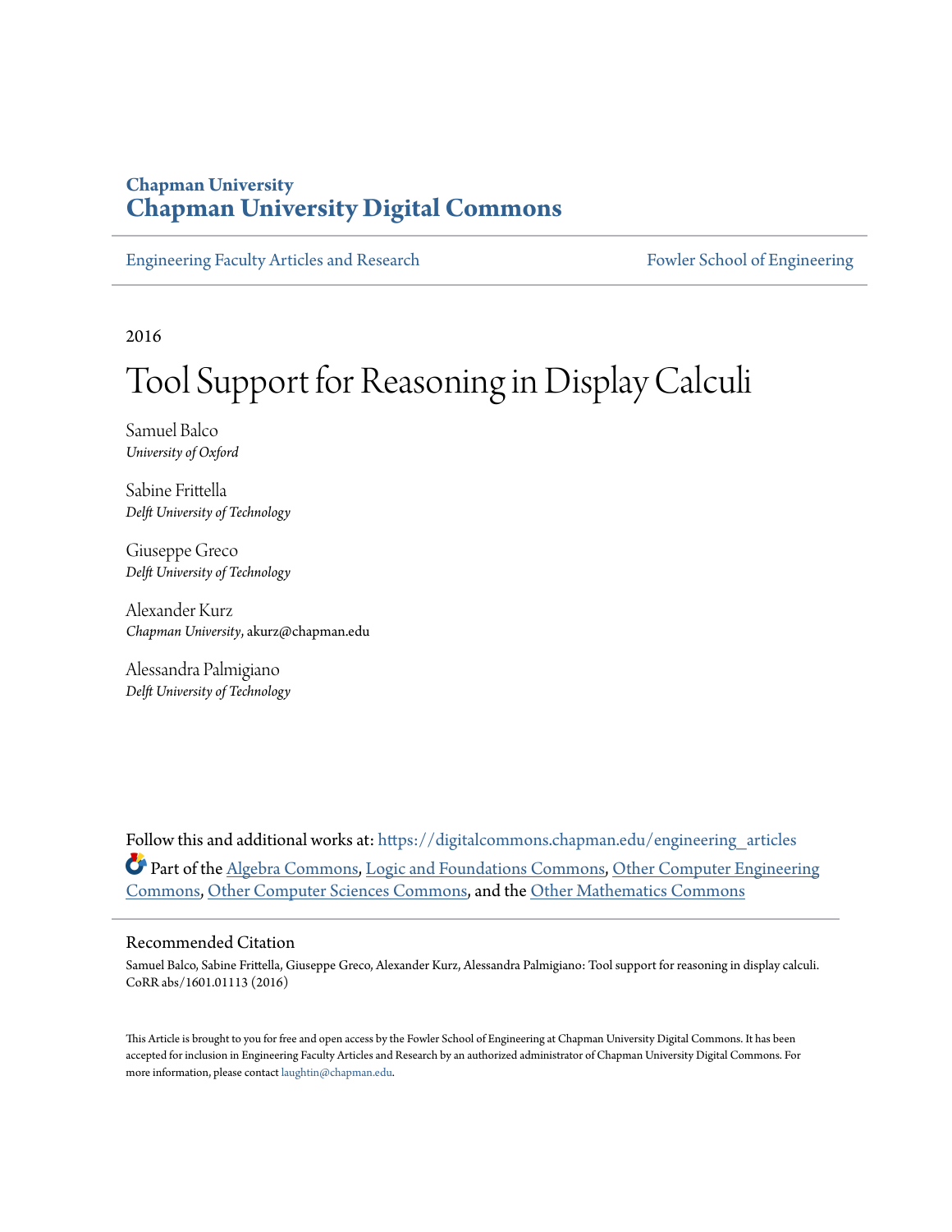Chapman University

# Chapman University Digital Commons

Engineering Faculty Articles and Research | Fowler School of Engineering

2016

# Tool Support for Reasoning in Display Calculi

Samuel Balco
*University of Oxford*

Sabine Frittella
*Delft University of Technology*

Giuseppe Greco
*Delft University of Technology*

Alexander Kurz
*Chapman University*, akurz@chapman.edu

Alessandra Palmigiano
*Delft University of Technology*

Follow this and additional works at: https://digitalcommons.chapman.edu/engineering_articles

Part of the Algebra Commons, Logic and Foundations Commons, Other Computer Engineering Commons, Other Computer Sciences Commons, and the Other Mathematics Commons

## Recommended Citation

Samuel Balco, Sabine Frittella, Giuseppe Greco, Alexander Kurz, Alessandra Palmigiano: Tool support for reasoning in display calculi. CoRR abs/1601.01113 (2016)

This Article is brought to you for free and open access by the Fowler School of Engineering at Chapman University Digital Commons. It has been accepted for inclusion in Engineering Faculty Articles and Research by an authorized administrator of Chapman University Digital Commons. For more information, please contact laughtin@chapman.edu.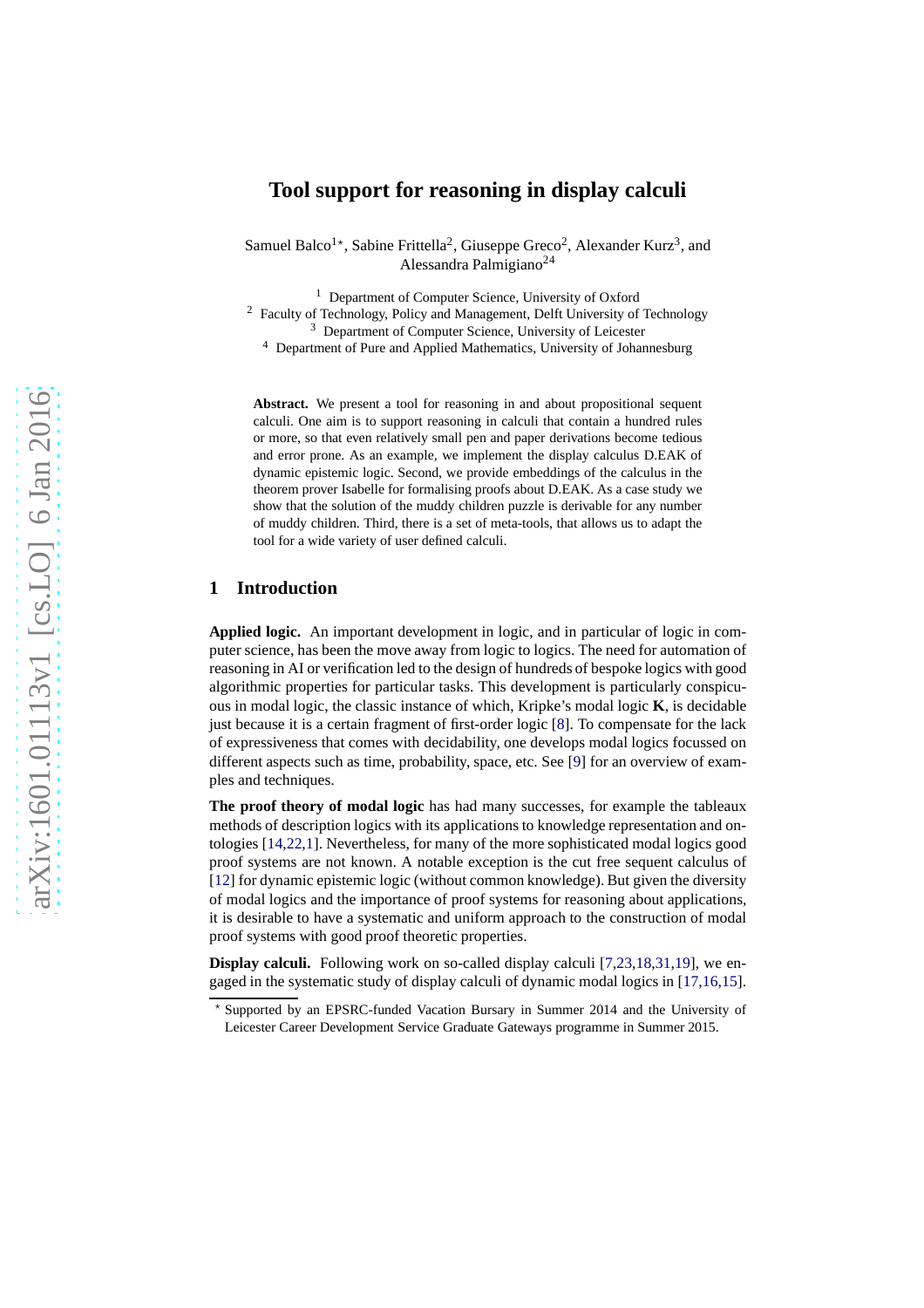# Tool support for reasoning in display calculi

Samuel Balco[1⋆], Sabine Frittella[2], Giuseppe Greco[2], Alexander Kurz[3], and Alessandra Palmigiano[24]

[1] Department of Computer Science, University of Oxford
[2] Faculty of Technology, Policy and Management, Delft University of Technology
[3] Department of Computer Science, University of Leicester
[4] Department of Pure and Applied Mathematics, University of Johannesburg

**Abstract.** We present a tool for reasoning in and about propositional sequent calculi. One aim is to support reasoning in calculi that contain a hundred rules or more, so that even relatively small pen and paper derivations become tedious and error prone. As an example, we implement the display calculus D.EAK of dynamic epistemic logic. Second, we provide embeddings of the calculus in the theorem prover Isabelle for formalising proofs about D.EAK. As a case study we show that the solution of the muddy children puzzle is derivable for any number of muddy children. Third, there is a set of meta-tools, that allows us to adapt the tool for a wide variety of user defined calculi.

## 1 Introduction

**Applied logic.** An important development in logic, and in particular of logic in computer science, has been the move away from logic to logics. The need for automation of reasoning in AI or verification led to the design of hundreds of bespoke logics with good algorithmic properties for particular tasks. This development is particularly conspicuous in modal logic, the classic instance of which, Kripke's modal logic **K**, is decidable just because it is a certain fragment of first-order logic [8]. To compensate for the lack of expressiveness that comes with decidability, one develops modal logics focussed on different aspects such as time, probability, space, etc. See [9] for an overview of examples and techniques.

**The proof theory of modal logic** has had many successes, for example the tableaux methods of description logics with its applications to knowledge representation and ontologies [14,22,1]. Nevertheless, for many of the more sophisticated modal logics good proof systems are not known. A notable exception is the cut free sequent calculus of [12] for dynamic epistemic logic (without common knowledge). But given the diversity of modal logics and the importance of proof systems for reasoning about applications, it is desirable to have a systematic and uniform approach to the construction of modal proof systems with good proof theoretic properties.

**Display calculi.** Following work on so-called display calculi [7,23,18,31,19], we engaged in the systematic study of display calculi of dynamic modal logics in [17,16,15].

⋆ Supported by an EPSRC-funded Vacation Bursary in Summer 2014 and the University of Leicester Career Development Service Graduate Gateways programme in Summer 2015.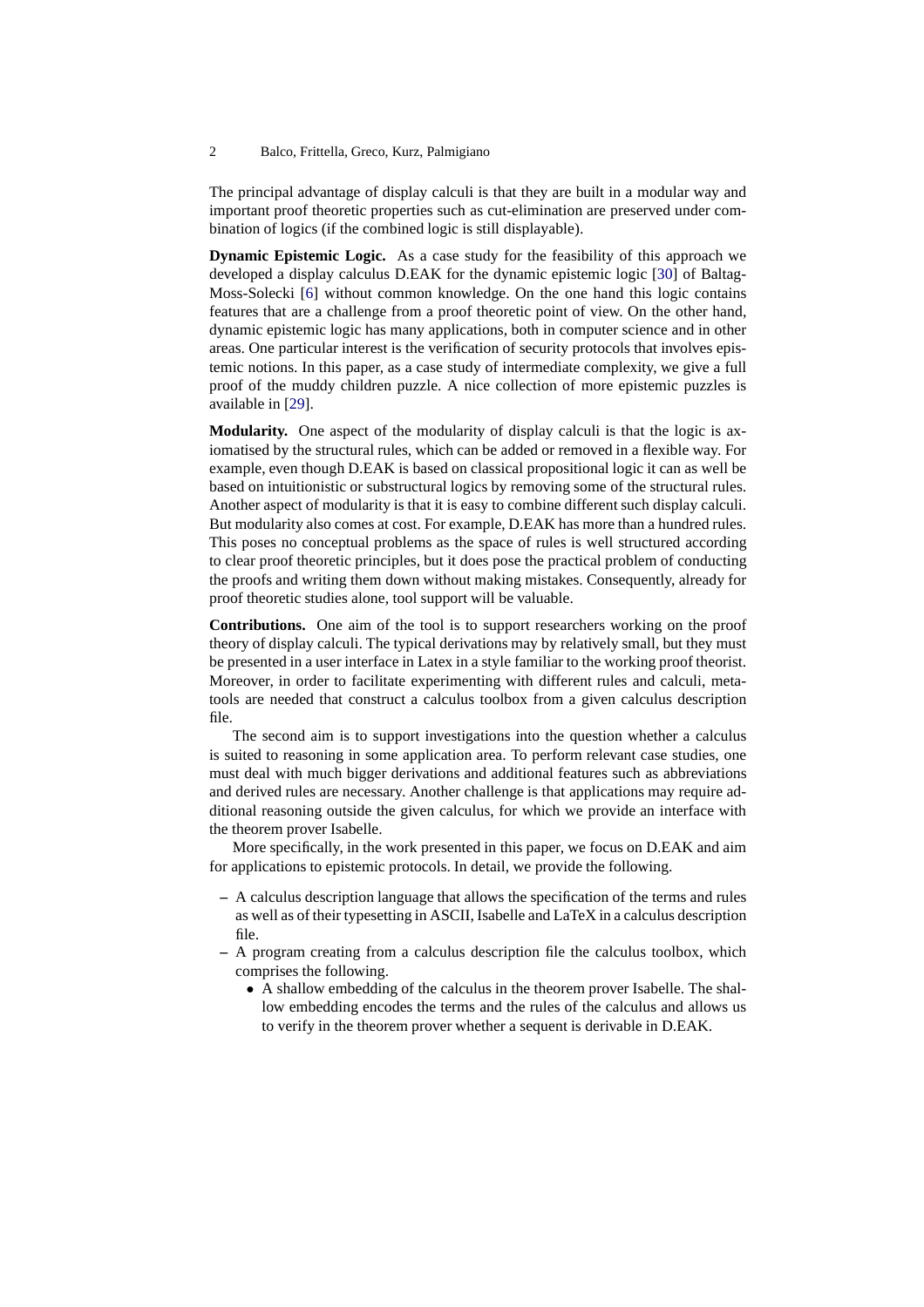The principal advantage of display calculi is that they are built in a modular way and important proof theoretic properties such as cut-elimination are preserved under combination of logics (if the combined logic is still displayable).

**Dynamic Epistemic Logic.** As a case study for the feasibility of this approach we developed a display calculus D.EAK for the dynamic epistemic logic [30] of Baltag-Moss-Solecki [6] without common knowledge. On the one hand this logic contains features that are a challenge from a proof theoretic point of view. On the other hand, dynamic epistemic logic has many applications, both in computer science and in other areas. One particular interest is the verification of security protocols that involves epistemic notions. In this paper, as a case study of intermediate complexity, we give a full proof of the muddy children puzzle. A nice collection of more epistemic puzzles is available in [29].

**Modularity.** One aspect of the modularity of display calculi is that the logic is axiomatised by the structural rules, which can be added or removed in a flexible way. For example, even though D.EAK is based on classical propositional logic it can as well be based on intuitionistic or substructural logics by removing some of the structural rules. Another aspect of modularity is that it is easy to combine different such display calculi. But modularity also comes at cost. For example, D.EAK has more than a hundred rules. This poses no conceptual problems as the space of rules is well structured according to clear proof theoretic principles, but it does pose the practical problem of conducting the proofs and writing them down without making mistakes. Consequently, already for proof theoretic studies alone, tool support will be valuable.

**Contributions.** One aim of the tool is to support researchers working on the proof theory of display calculi. The typical derivations may by relatively small, but they must be presented in a user interface in Latex in a style familiar to the working proof theorist. Moreover, in order to facilitate experimenting with different rules and calculi, meta-tools are needed that construct a calculus toolbox from a given calculus description file.

The second aim is to support investigations into the question whether a calculus is suited to reasoning in some application area. To perform relevant case studies, one must deal with much bigger derivations and additional features such as abbreviations and derived rules are necessary. Another challenge is that applications may require additional reasoning outside the given calculus, for which we provide an interface with the theorem prover Isabelle.

More specifically, in the work presented in this paper, we focus on D.EAK and aim for applications to epistemic protocols. In detail, we provide the following.

- A calculus description language that allows the specification of the terms and rules as well as of their typesetting in ASCII, Isabelle and LaTeX in a calculus description file.
- A program creating from a calculus description file the calculus toolbox, which comprises the following.
  - A shallow embedding of the calculus in the theorem prover Isabelle. The shallow embedding encodes the terms and the rules of the calculus and allows us to verify in the theorem prover whether a sequent is derivable in D.EAK.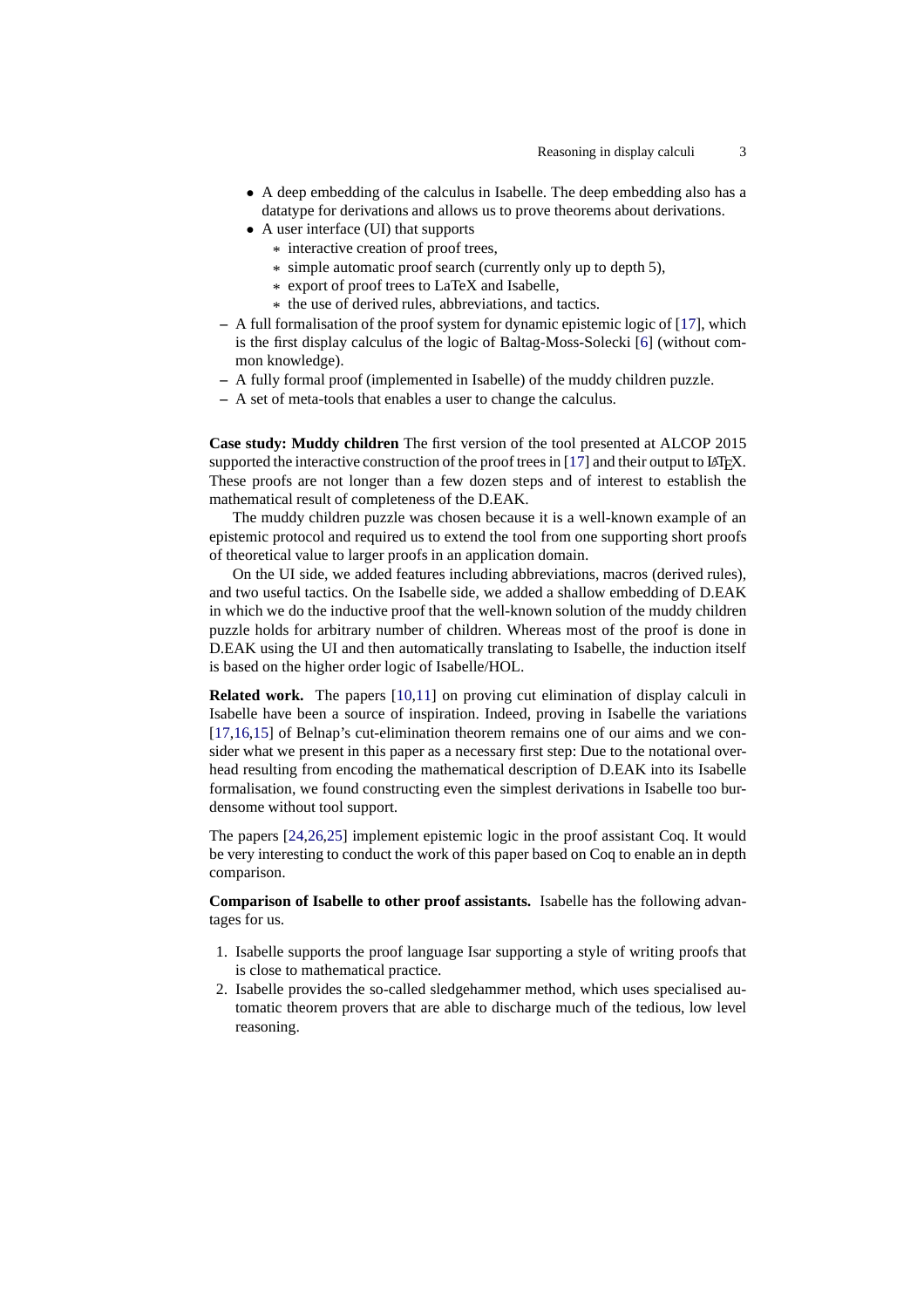- A deep embedding of the calculus in Isabelle. The deep embedding also has a datatype for derivations and allows us to prove theorems about derivations.
    - A user interface (UI) that supports
      - interactive creation of proof trees,
      - simple automatic proof search (currently only up to depth 5),
      - export of proof trees to LaTeX and Isabelle,
      - the use of derived rules, abbreviations, and tactics.
- A full formalisation of the proof system for dynamic epistemic logic of [17], which is the first display calculus of the logic of Baltag-Moss-Solecki [6] (without common knowledge).
- A fully formal proof (implemented in Isabelle) of the muddy children puzzle.
- A set of meta-tools that enables a user to change the calculus.

**Case study: Muddy children** The first version of the tool presented at ALCOP 2015 supported the interactive construction of the proof trees in [17] and their output to LaTeX. These proofs are not longer than a few dozen steps and of interest to establish the mathematical result of completeness of the D.EAK.

The muddy children puzzle was chosen because it is a well-known example of an epistemic protocol and required us to extend the tool from one supporting short proofs of theoretical value to larger proofs in an application domain.

On the UI side, we added features including abbreviations, macros (derived rules), and two useful tactics. On the Isabelle side, we added a shallow embedding of D.EAK in which we do the inductive proof that the well-known solution of the muddy children puzzle holds for arbitrary number of children. Whereas most of the proof is done in D.EAK using the UI and then automatically translating to Isabelle, the induction itself is based on the higher order logic of Isabelle/HOL.

**Related work.** The papers [10,11] on proving cut elimination of display calculi in Isabelle have been a source of inspiration. Indeed, proving in Isabelle the variations [17,16,15] of Belnap's cut-elimination theorem remains one of our aims and we consider what we present in this paper as a necessary first step: Due to the notational overhead resulting from encoding the mathematical description of D.EAK into its Isabelle formalisation, we found constructing even the simplest derivations in Isabelle too burdensome without tool support.

The papers [24,26,25] implement epistemic logic in the proof assistant Coq. It would be very interesting to conduct the work of this paper based on Coq to enable an in depth comparison.

**Comparison of Isabelle to other proof assistants.** Isabelle has the following advantages for us.

1. Isabelle supports the proof language Isar supporting a style of writing proofs that is close to mathematical practice.
2. Isabelle provides the so-called sledgehammer method, which uses specialised automatic theorem provers that are able to discharge much of the tedious, low level reasoning.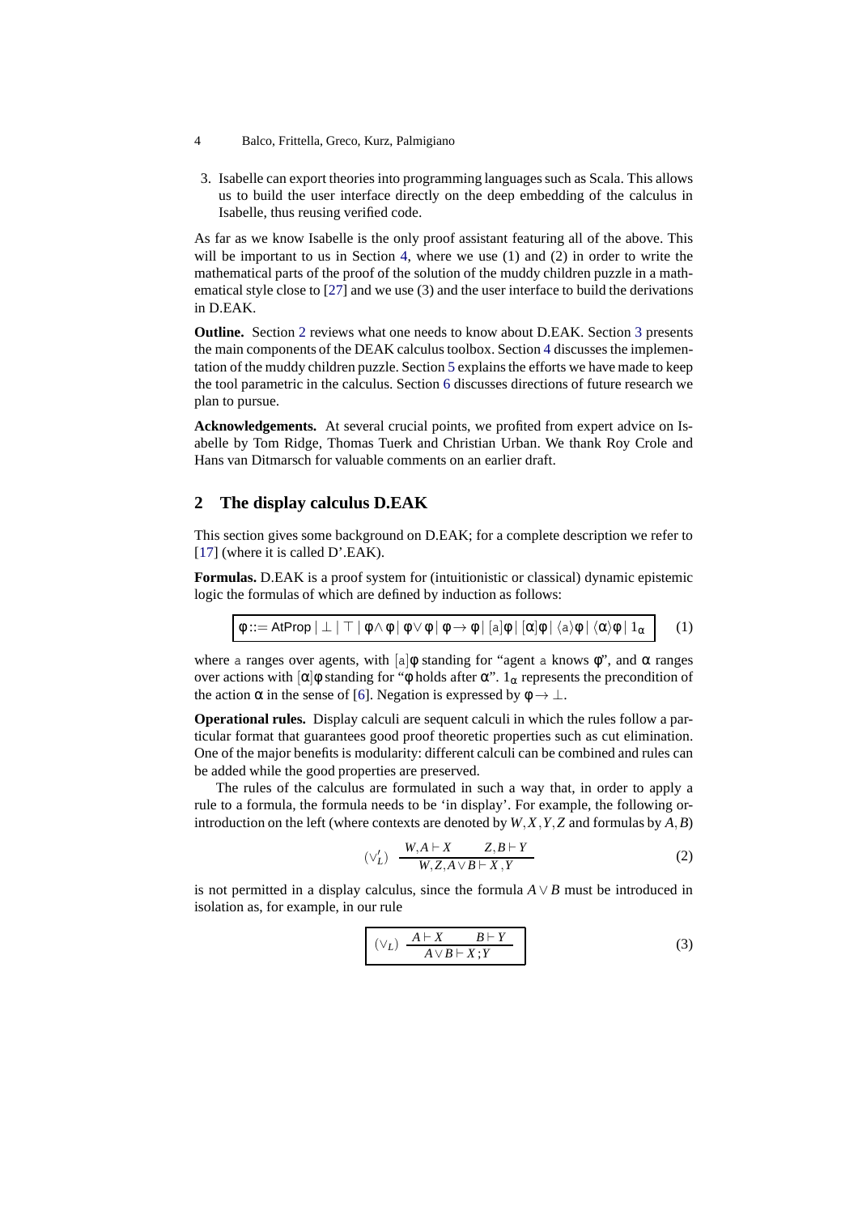3. Isabelle can export theories into programming languages such as Scala. This allows us to build the user interface directly on the deep embedding of the calculus in Isabelle, thus reusing verified code.

As far as we know Isabelle is the only proof assistant featuring all of the above. This will be important to us in Section 4, where we use (1) and (2) in order to write the mathematical parts of the proof of the solution of the muddy children puzzle in a mathematical style close to [27] and we use (3) and the user interface to build the derivations in D.EAK.

**Outline.** Section 2 reviews what one needs to know about D.EAK. Section 3 presents the main components of the DEAK calculus toolbox. Section 4 discusses the implementation of the muddy children puzzle. Section 5 explains the efforts we have made to keep the tool parametric in the calculus. Section 6 discusses directions of future research we plan to pursue.

**Acknowledgements.** At several crucial points, we profited from expert advice on Isabelle by Tom Ridge, Thomas Tuerk and Christian Urban. We thank Roy Crole and Hans van Ditmarsch for valuable comments on an earlier draft.

## 2 The display calculus D.EAK

This section gives some background on D.EAK; for a complete description we refer to [17] (where it is called D'.EAK).

**Formulas.** D.EAK is a proof system for (intuitionistic or classical) dynamic epistemic logic the formulas of which are defined by induction as follows:

$$\boxed{\phi ::= \mathsf{AtProp} \mid \bot \mid \top \mid \phi \wedge \phi \mid \phi \vee \phi \mid \phi \rightarrow \phi \mid [\mathsf{a}]\phi \mid [\alpha]\phi \mid \langle \mathsf{a} \rangle \phi \mid \langle \alpha \rangle \phi \mid 1_\alpha} \tag{1}$$

where $\mathsf{a}$ ranges over agents, with $[\mathsf{a}]\phi$ standing for "agent $\mathsf{a}$ knows $\phi$", and $\alpha$ ranges over actions with $[\alpha]\phi$ standing for "$\phi$ holds after $\alpha$". $1_\alpha$ represents the precondition of the action $\alpha$ in the sense of [6]. Negation is expressed by $\phi \rightarrow \bot$.

**Operational rules.** Display calculi are sequent calculi in which the rules follow a particular format that guarantees good proof theoretic properties such as cut elimination. One of the major benefits is modularity: different calculi can be combined and rules can be added while the good properties are preserved.

The rules of the calculus are formulated in such a way that, in order to apply a rule to a formula, the formula needs to be 'in display'. For example, the following or-introduction on the left (where contexts are denoted by $W, X, Y, Z$ and formulas by $A, B$)

$$(\vee_L') \ \frac{W, A \vdash X \qquad Z, B \vdash Y}{W, Z, A \vee B \vdash X, Y} \tag{2}$$

is not permitted in a display calculus, since the formula $A \vee B$ must be introduced in isolation as, for example, in our rule

$$\boxed{(\vee_L) \ \frac{A \vdash X \qquad B \vdash Y}{A \vee B \vdash X ; Y}} \tag{3}$$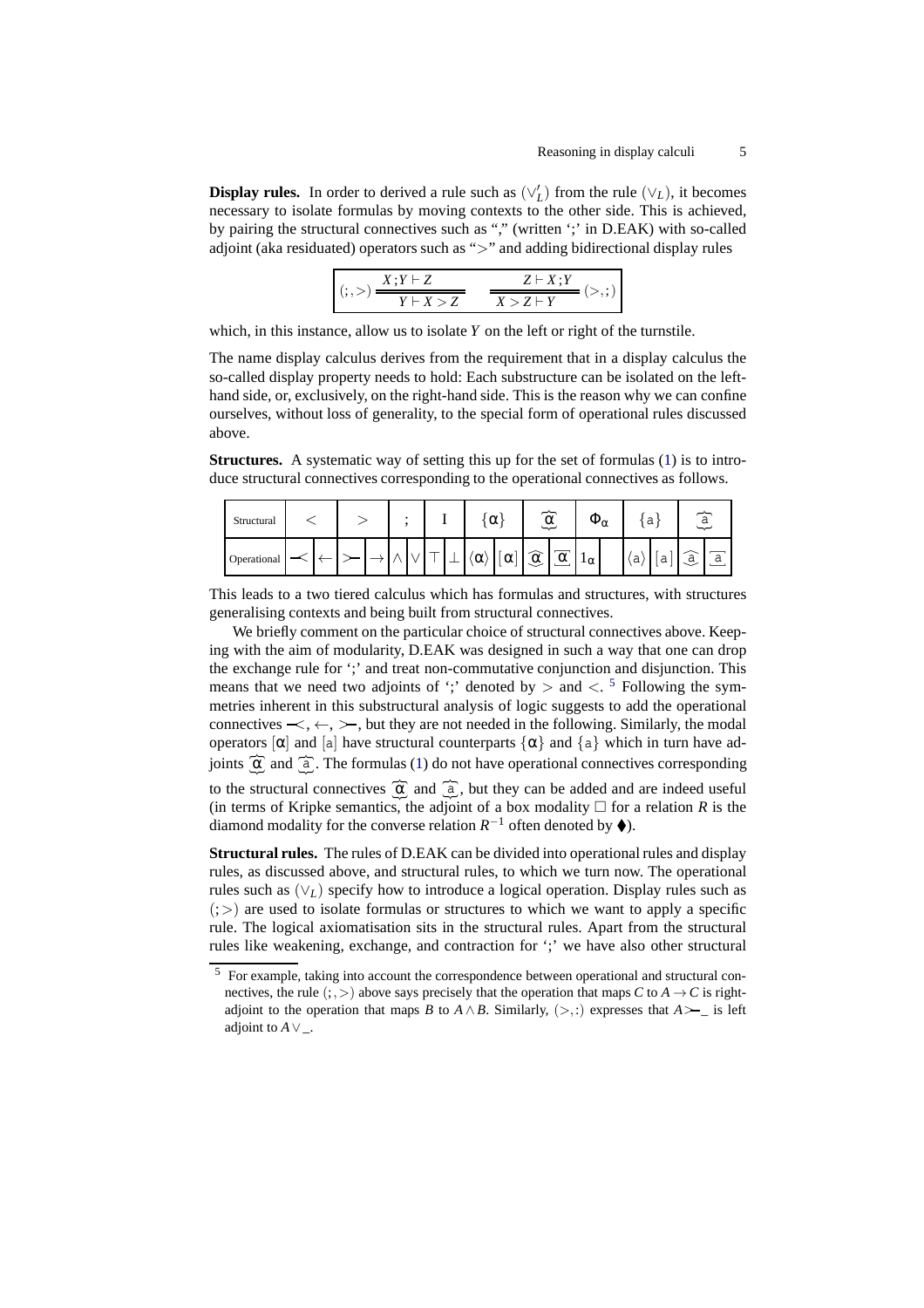**Display rules.** In order to derived a rule such as $(\vee_L')$ from the rule $(\vee_L)$, it becomes necessary to isolate formulas by moving contexts to the other side. This is achieved, by pairing the structural connectives such as "," (written ';' in D.EAK) with so-called adjoint (aka residuated) operators such as ">" and adding bidirectional display rules

$$(;,>)\ \frac{X\,;Y \vdash Z}{Y \vdash X > Z} \qquad \frac{Z \vdash X\,;Y}{X > Z \vdash Y}\ (>,;)$$

which, in this instance, allow us to isolate $Y$ on the left or right of the turnstile.

The name display calculus derives from the requirement that in a display calculus the so-called display property needs to hold: Each substructure can be isolated on the left-hand side, or, exclusively, on the right-hand side. This is the reason why we can confine ourselves, without loss of generality, to the special form of operational rules discussed above.

**Structures.** A systematic way of setting this up for the set of formulas (1) is to introduce structural connectives corresponding to the operational connectives as follows.

| Structural | $<$ | | $>$ | | $;$ | | $\mathrm{I}$ | | $\{\alpha\}$ | | $\widetilde{\alpha}$ | | $\Phi_\alpha$ | | $\{\mathtt{a}\}$ | | $\widetilde{\mathtt{a}}$ | |
|---|---|---|---|---|---|---|---|---|---|---|---|---|---|---|---|---|---|---|
| Operational | $-\!\!<$ | $\leftarrow$ | $>\!\!-$ | $\rightarrow$ | $\wedge$ | $\vee$ | $\top$ | $\bot$ | $\langle\alpha\rangle$ | $[\alpha]$ | $\widehat{\alpha}$ | $\overline{\alpha}$ | $1_\alpha$ | | $\langle\mathtt{a}\rangle$ | $[\mathtt{a}]$ | $\widehat{\mathtt{a}}$ | $\overline{\mathtt{a}}$ |

This leads to a two tiered calculus which has formulas and structures, with structures generalising contexts and being built from structural connectives.

We briefly comment on the particular choice of structural connectives above. Keeping with the aim of modularity, D.EAK was designed in such a way that one can drop the exchange rule for ';' and treat non-commutative conjunction and disjunction. This means that we need two adjoints of ';' denoted by $>$ and $<$. [5] Following the symmetries inherent in this substructural analysis of logic suggests to add the operational connectives $-\!\!<$, $\leftarrow$, $>\!\!-$, but they are not needed in the following. Similarly, the modal operators $[\alpha]$ and $[\mathtt{a}]$ have structural counterparts $\{\alpha\}$ and $\{\mathtt{a}\}$ which in turn have adjoints $\widetilde{\alpha}$ and $\widetilde{\mathtt{a}}$. The formulas (1) do not have operational connectives corresponding to the structural connectives $\widetilde{\alpha}$ and $\widetilde{\mathtt{a}}$, but they can be added and are indeed useful (in terms of Kripke semantics, the adjoint of a box modality $\Box$ for a relation $R$ is the diamond modality for the converse relation $R^{-1}$ often denoted by $\blacklozenge$).

**Structural rules.** The rules of D.EAK can be divided into operational rules and display rules, as discussed above, and structural rules, to which we turn now. The operational rules such as $(\vee_L)$ specify how to introduce a logical operation. Display rules such as $(;>)$ are used to isolate formulas or structures to which we want to apply a specific rule. The logical axiomatisation sits in the structural rules. Apart from the structural rules like weakening, exchange, and contraction for ';' we have also other structural

[5] For example, taking into account the correspondence between operational and structural connectives, the rule $(;,>)$ above says precisely that the operation that maps $C$ to $A \rightarrow C$ is right-adjoint to the operation that maps $B$ to $A \wedge B$. Similarly, $(>,;)$ expresses that $A >\!\!-\,\_$ is left adjoint to $A \vee \_$.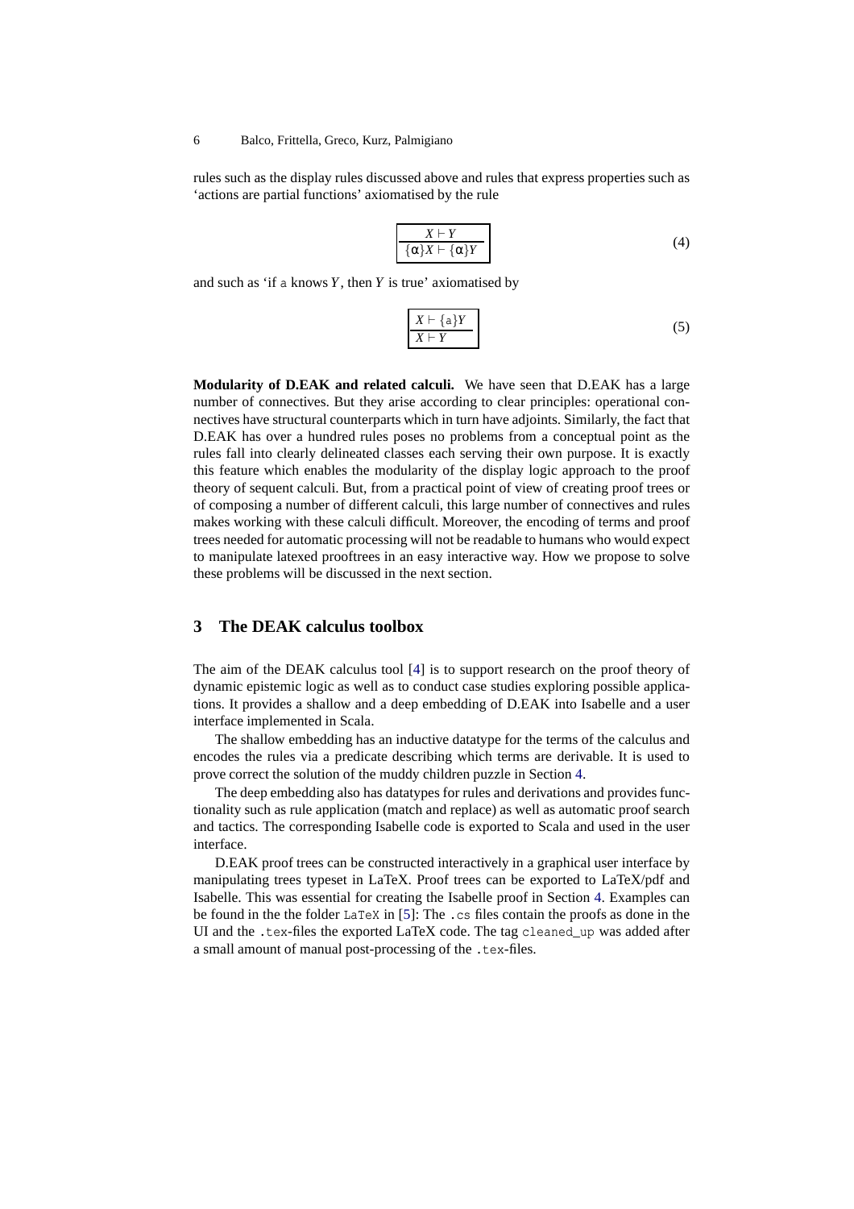rules such as the display rules discussed above and rules that express properties such as 'actions are partial functions' axiomatised by the rule

$$\boxed{\frac{X \vdash Y}{\{\alpha\}X \vdash \{\alpha\}Y}} \tag{4}$$

and such as 'if $\mathtt{a}$ knows $Y$, then $Y$ is true' axiomatised by

$$\boxed{\frac{X \vdash \{\mathtt{a}\}Y}{X \vdash Y}} \tag{5}$$

**Modularity of D.EAK and related calculi.** We have seen that D.EAK has a large number of connectives. But they arise according to clear principles: operational connectives have structural counterparts which in turn have adjoints. Similarly, the fact that D.EAK has over a hundred rules poses no problems from a conceptual point as the rules fall into clearly delineated classes each serving their own purpose. It is exactly this feature which enables the modularity of the display logic approach to the proof theory of sequent calculi. But, from a practical point of view of creating proof trees or of composing a number of different calculi, this large number of connectives and rules makes working with these calculi difficult. Moreover, the encoding of terms and proof trees needed for automatic processing will not be readable to humans who would expect to manipulate latexed prooftrees in an easy interactive way. How we propose to solve these problems will be discussed in the next section.

## 3 The DEAK calculus toolbox

The aim of the DEAK calculus tool [4] is to support research on the proof theory of dynamic epistemic logic as well as to conduct case studies exploring possible applications. It provides a shallow and a deep embedding of D.EAK into Isabelle and a user interface implemented in Scala.

The shallow embedding has an inductive datatype for the terms of the calculus and encodes the rules via a predicate describing which terms are derivable. It is used to prove correct the solution of the muddy children puzzle in Section 4.

The deep embedding also has datatypes for rules and derivations and provides functionality such as rule application (match and replace) as well as automatic proof search and tactics. The corresponding Isabelle code is exported to Scala and used in the user interface.

D.EAK proof trees can be constructed interactively in a graphical user interface by manipulating trees typeset in LaTeX. Proof trees can be exported to LaTeX/pdf and Isabelle. This was essential for creating the Isabelle proof in Section 4. Examples can be found in the the folder `LaTeX` in [5]: The `.cs` files contain the proofs as done in the UI and the `.tex`-files the exported LaTeX code. The tag `cleaned_up` was added after a small amount of manual post-processing of the `.tex`-files.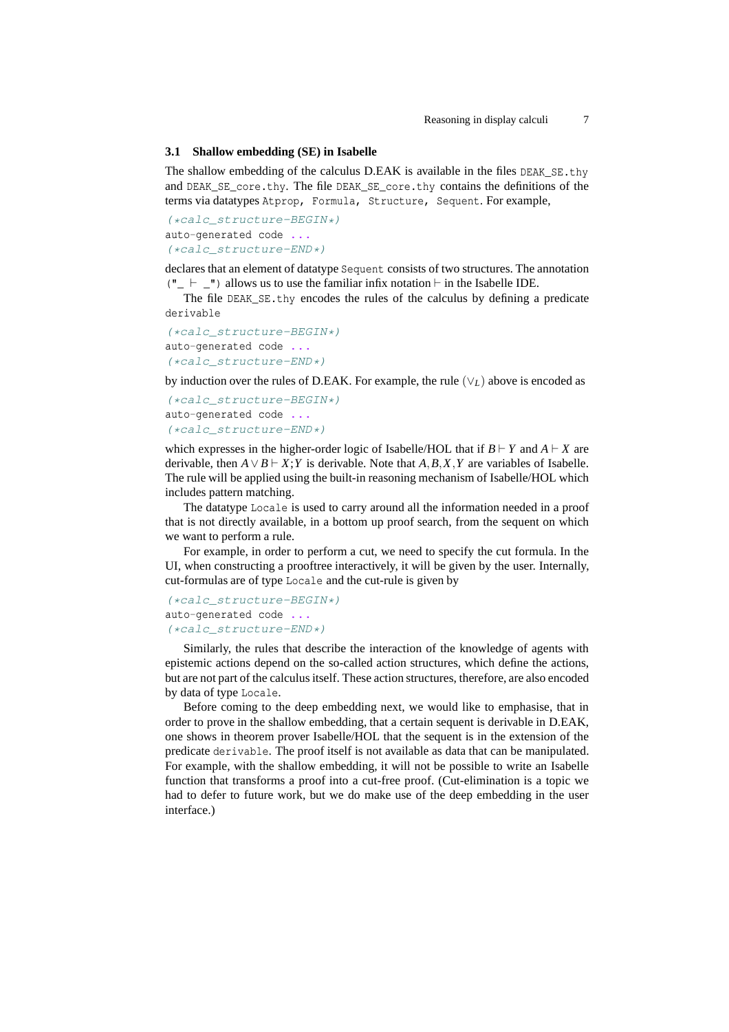### 3.1 Shallow embedding (SE) in Isabelle

The shallow embedding of the calculus D.EAK is available in the files `DEAK_SE.thy` and `DEAK_SE_core.thy`. The file `DEAK_SE_core.thy` contains the definitions of the terms via datatypes `Atprop, Formula, Structure, Sequent`. For example,

```
(*calc_structure-BEGIN*)
auto-generated code ...
(*calc_structure-END*)
```

declares that an element of datatype `Sequent` consists of two structures. The annotation `("_ ⊢ _")` allows us to use the familiar infix notation $\vdash$ in the Isabelle IDE.

The file `DEAK_SE.thy` encodes the rules of the calculus by defining a predicate `derivable`

```
(*calc_structure-BEGIN*)
auto-generated code ...
(*calc_structure-END*)
```

by induction over the rules of D.EAK. For example, the rule $(\vee_L)$ above is encoded as

```
(*calc_structure-BEGIN*)
auto-generated code ...
(*calc_structure-END*)
```

which expresses in the higher-order logic of Isabelle/HOL that if $B \vdash Y$ and $A \vdash X$ are derivable, then $A \vee B \vdash X;Y$ is derivable. Note that $A, B, X, Y$ are variables of Isabelle. The rule will be applied using the built-in reasoning mechanism of Isabelle/HOL which includes pattern matching.

The datatype `Locale` is used to carry around all the information needed in a proof that is not directly available, in a bottom up proof search, from the sequent on which we want to perform a rule.

For example, in order to perform a cut, we need to specify the cut formula. In the UI, when constructing a prooftree interactively, it will be given by the user. Internally, cut-formulas are of type `Locale` and the cut-rule is given by

```
(*calc_structure-BEGIN*)
auto-generated code ...
(*calc_structure-END*)
```

Similarly, the rules that describe the interaction of the knowledge of agents with epistemic actions depend on the so-called action structures, which define the actions, but are not part of the calculus itself. These action structures, therefore, are also encoded by data of type `Locale`.

Before coming to the deep embedding next, we would like to emphasise, that in order to prove in the shallow embedding, that a certain sequent is derivable in D.EAK, one shows in theorem prover Isabelle/HOL that the sequent is in the extension of the predicate `derivable`. The proof itself is not available as data that can be manipulated. For example, with the shallow embedding, it will not be possible to write an Isabelle function that transforms a proof into a cut-free proof. (Cut-elimination is a topic we had to defer to future work, but we do make use of the deep embedding in the user interface.)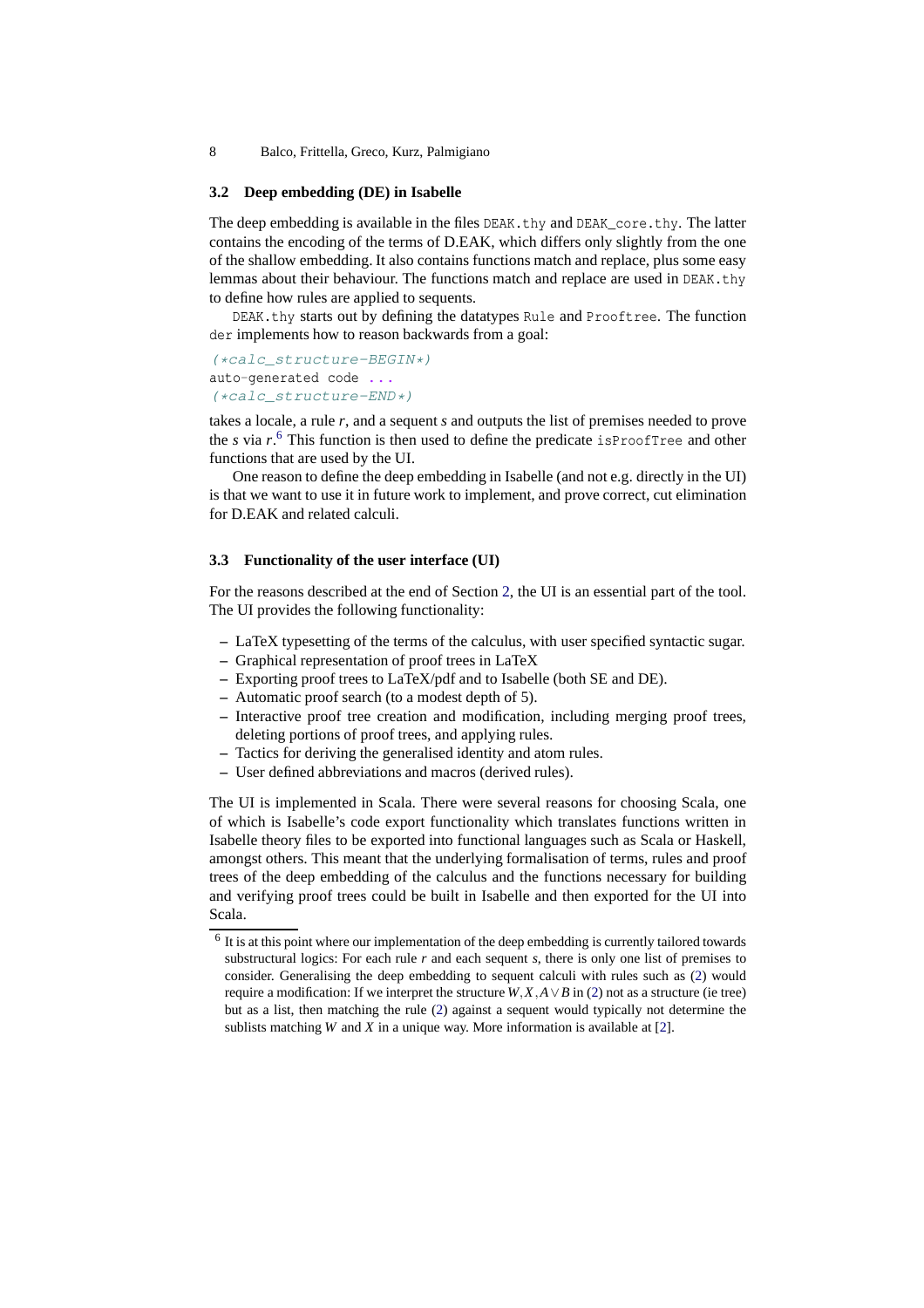### 3.2 Deep embedding (DE) in Isabelle

The deep embedding is available in the files `DEAK.thy` and `DEAK_core.thy`. The latter contains the encoding of the terms of D.EAK, which differs only slightly from the one of the shallow embedding. It also contains functions match and replace, plus some easy lemmas about their behaviour. The functions match and replace are used in `DEAK.thy` to define how rules are applied to sequents.

`DEAK.thy` starts out by defining the datatypes `Rule` and `Prooftree`. The function `der` implements how to reason backwards from a goal:

```
(*calc_structure-BEGIN*)
auto-generated code ...
(*calc_structure-END*)
```

takes a locale, a rule $r$, and a sequent $s$ and outputs the list of premises needed to prove the $s$ via $r$.[6] This function is then used to define the predicate `isProofTree` and other functions that are used by the UI.

One reason to define the deep embedding in Isabelle (and not e.g. directly in the UI) is that we want to use it in future work to implement, and prove correct, cut elimination for D.EAK and related calculi.

### 3.3 Functionality of the user interface (UI)

For the reasons described at the end of Section 2, the UI is an essential part of the tool. The UI provides the following functionality:

- LaTeX typesetting of the terms of the calculus, with user specified syntactic sugar.
- Graphical representation of proof trees in LaTeX
- Exporting proof trees to LaTeX/pdf and to Isabelle (both SE and DE).
- Automatic proof search (to a modest depth of 5).
- Interactive proof tree creation and modification, including merging proof trees, deleting portions of proof trees, and applying rules.
- Tactics for deriving the generalised identity and atom rules.
- User defined abbreviations and macros (derived rules).

The UI is implemented in Scala. There were several reasons for choosing Scala, one of which is Isabelle's code export functionality which translates functions written in Isabelle theory files to be exported into functional languages such as Scala or Haskell, amongst others. This meant that the underlying formalisation of terms, rules and proof trees of the deep embedding of the calculus and the functions necessary for building and verifying proof trees could be built in Isabelle and then exported for the UI into Scala.

---

[6] It is at this point where our implementation of the deep embedding is currently tailored towards substructural logics: For each rule $r$ and each sequent $s$, there is only one list of premises to consider. Generalising the deep embedding to sequent calculi with rules such as (2) would require a modification: If we interpret the structure $W, X, A \vee B$ in (2) not as a structure (ie tree) but as a list, then matching the rule (2) against a sequent would typically not determine the sublists matching $W$ and $X$ in a unique way. More information is available at [2].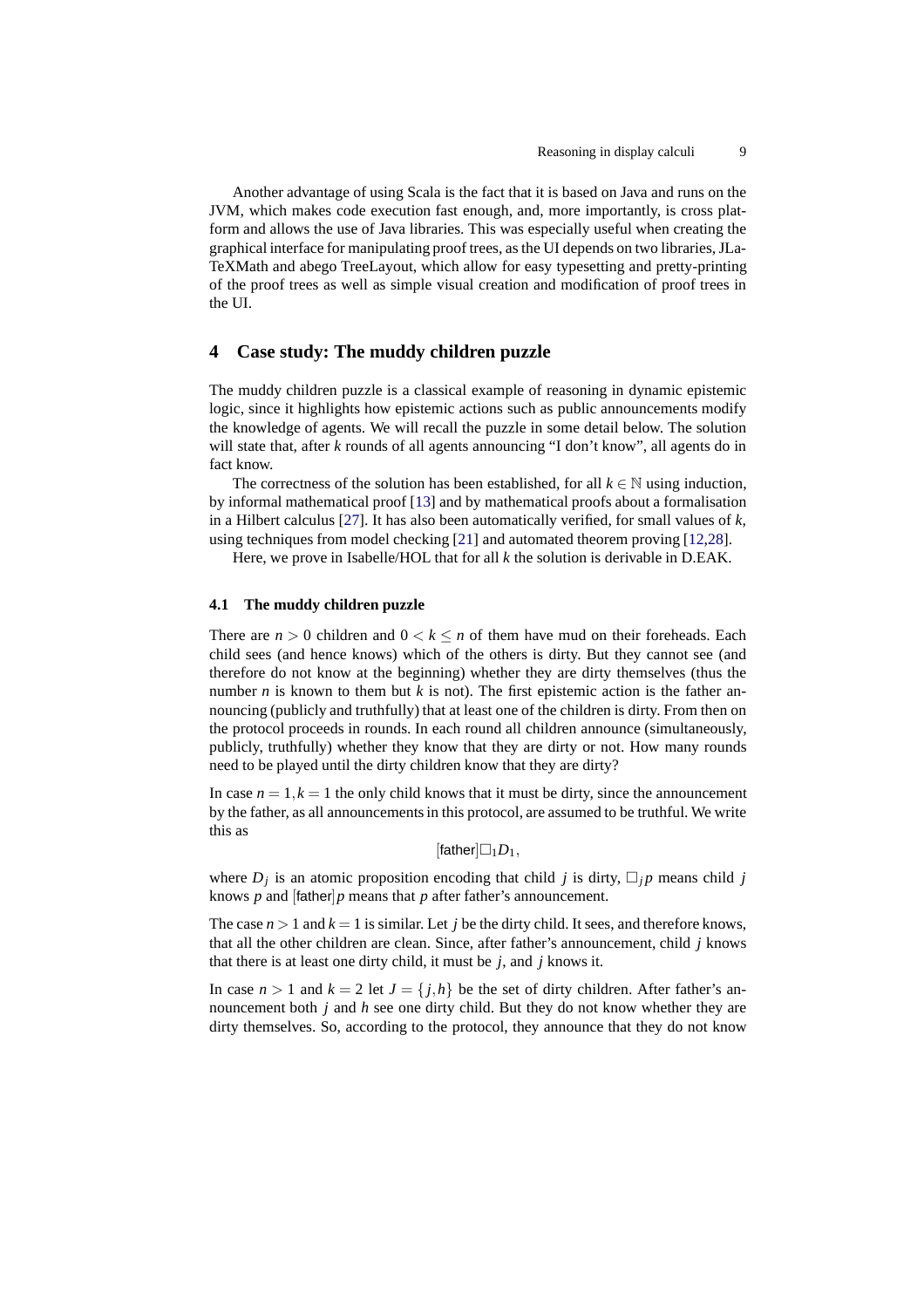Another advantage of using Scala is the fact that it is based on Java and runs on the JVM, which makes code execution fast enough, and, more importantly, is cross platform and allows the use of Java libraries. This was especially useful when creating the graphical interface for manipulating proof trees, as the UI depends on two libraries, JLaTeXMath and abego TreeLayout, which allow for easy typesetting and pretty-printing of the proof trees as well as simple visual creation and modification of proof trees in the UI.

## 4 Case study: The muddy children puzzle

The muddy children puzzle is a classical example of reasoning in dynamic epistemic logic, since it highlights how epistemic actions such as public announcements modify the knowledge of agents. We will recall the puzzle in some detail below. The solution will state that, after $k$ rounds of all agents announcing "I don't know", all agents do in fact know.

The correctness of the solution has been established, for all $k \in \mathbb{N}$ using induction, by informal mathematical proof [13] and by mathematical proofs about a formalisation in a Hilbert calculus [27]. It has also been automatically verified, for small values of $k$, using techniques from model checking [21] and automated theorem proving [12,28].

Here, we prove in Isabelle/HOL that for all $k$ the solution is derivable in D.EAK.

### 4.1 The muddy children puzzle

There are $n > 0$ children and $0 < k \leq n$ of them have mud on their foreheads. Each child sees (and hence knows) which of the others is dirty. But they cannot see (and therefore do not know at the beginning) whether they are dirty themselves (thus the number $n$ is known to them but $k$ is not). The first epistemic action is the father announcing (publicly and truthfully) that at least one of the children is dirty. From then on the protocol proceeds in rounds. In each round all children announce (simultaneously, publicly, truthfully) whether they know that they are dirty or not. How many rounds need to be played until the dirty children know that they are dirty?

In case $n = 1, k = 1$ the only child knows that it must be dirty, since the announcement by the father, as all announcements in this protocol, are assumed to be truthful. We write this as

$$[\mathsf{father}]\Box_1 D_1,$$

where $D_j$ is an atomic proposition encoding that child $j$ is dirty, $\Box_j p$ means child $j$ knows $p$ and $[\mathsf{father}]p$ means that $p$ after father's announcement.

The case $n > 1$ and $k = 1$ is similar. Let $j$ be the dirty child. It sees, and therefore knows, that all the other children are clean. Since, after father's announcement, child $j$ knows that there is at least one dirty child, it must be $j$, and $j$ knows it.

In case $n > 1$ and $k = 2$ let $J = \{j, h\}$ be the set of dirty children. After father's announcement both $j$ and $h$ see one dirty child. But they do not know whether they are dirty themselves. So, according to the protocol, they announce that they do not know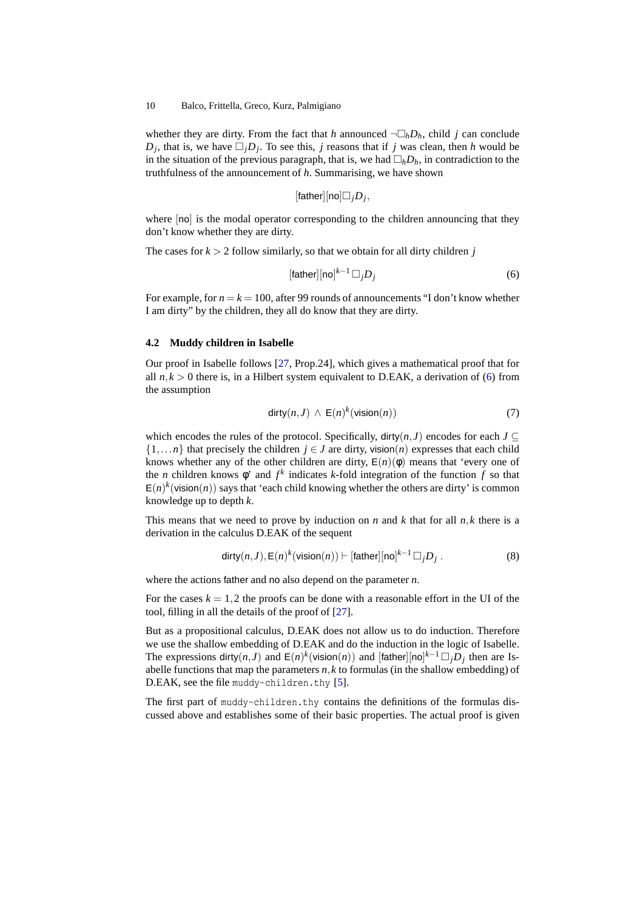whether they are dirty. From the fact that $h$ announced $\neg\Box_h D_h$, child $j$ can conclude $D_j$, that is, we have $\Box_j D_j$. To see this, $j$ reasons that if $j$ was clean, then $h$ would be in the situation of the previous paragraph, that is, we had $\Box_h D_h$, in contradiction to the truthfulness of the announcement of $h$. Summarising, we have shown

$$[\mathsf{father}][\mathsf{no}]\Box_j D_j,$$

where $[\mathsf{no}]$ is the modal operator corresponding to the children announcing that they don't know whether they are dirty.

The cases for $k > 2$ follow similarly, so that we obtain for all dirty children $j$

$$[\mathsf{father}][\mathsf{no}]^{k-1}\Box_j D_j \tag{6}$$

For example, for $n = k = 100$, after 99 rounds of announcements "I don't know whether I am dirty" by the children, they all do know that they are dirty.

### 4.2 Muddy children in Isabelle

Our proof in Isabelle follows [27, Prop.24], which gives a mathematical proof that for all $n, k > 0$ there is, in a Hilbert system equivalent to D.EAK, a derivation of (6) from the assumption

$$\mathsf{dirty}(n,J) \wedge \mathsf{E}(n)^k(\mathsf{vision}(n)) \tag{7}$$

which encodes the rules of the protocol. Specifically, $\mathsf{dirty}(n,J)$ encodes for each $J \subseteq \{1,\ldots n\}$ that precisely the children $j \in J$ are dirty, $\mathsf{vision}(n)$ expresses that each child knows whether any of the other children are dirty, $\mathsf{E}(n)(\phi)$ means that 'every one of the $n$ children knows $\phi$' and $f^k$ indicates $k$-fold integration of the function $f$ so that $\mathsf{E}(n)^k(\mathsf{vision}(n))$ says that 'each child knowing whether the others are dirty' is common knowledge up to depth $k$.

This means that we need to prove by induction on $n$ and $k$ that for all $n, k$ there is a derivation in the calculus D.EAK of the sequent

$$\mathsf{dirty}(n,J), \mathsf{E}(n)^k(\mathsf{vision}(n)) \vdash [\mathsf{father}][\mathsf{no}]^{k-1}\Box_j D_j\ . \tag{8}$$

where the actions father and no also depend on the parameter $n$.

For the cases $k = 1, 2$ the proofs can be done with a reasonable effort in the UI of the tool, filling in all the details of the proof of [27].

But as a propositional calculus, D.EAK does not allow us to do induction. Therefore we use the shallow embedding of D.EAK and do the induction in the logic of Isabelle. The expressions $\mathsf{dirty}(n,J)$ and $\mathsf{E}(n)^k(\mathsf{vision}(n))$ and $[\mathsf{father}][\mathsf{no}]^{k-1}\Box_j D_j$ then are Isabelle functions that map the parameters $n, k$ to formulas (in the shallow embedding) of D.EAK, see the file `muddy-children.thy` [5].

The first part of `muddy-children.thy` contains the definitions of the formulas discussed above and establishes some of their basic properties. The actual proof is given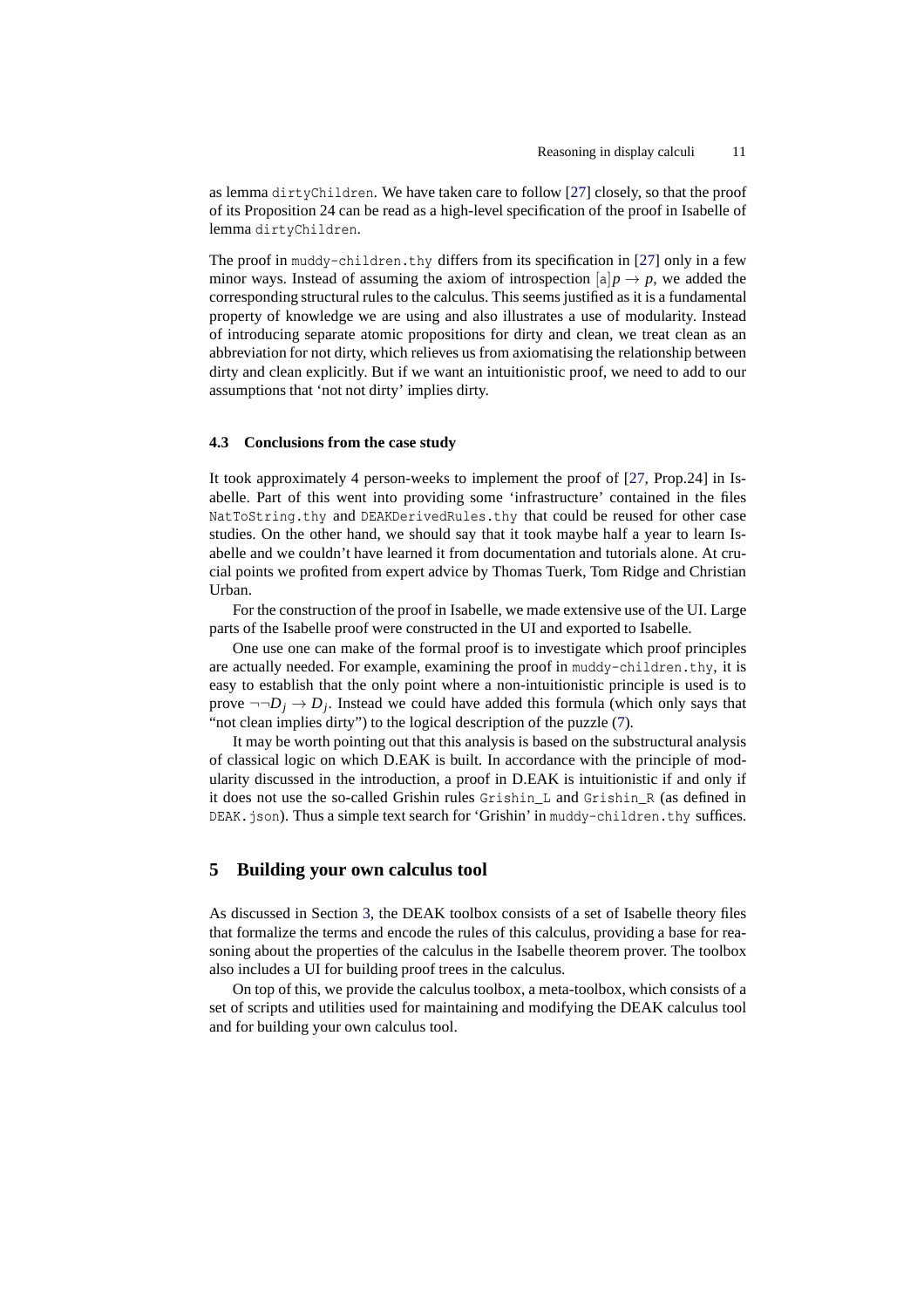as lemma `dirtyChildren`. We have taken care to follow [27] closely, so that the proof of its Proposition 24 can be read as a high-level specification of the proof in Isabelle of lemma `dirtyChildren`.

The proof in `muddy-children.thy` differs from its specification in [27] only in a few minor ways. Instead of assuming the axiom of introspection $[\mathsf{a}]p \to p$, we added the corresponding structural rules to the calculus. This seems justified as it is a fundamental property of knowledge we are using and also illustrates a use of modularity. Instead of introducing separate atomic propositions for dirty and clean, we treat clean as an abbreviation for not dirty, which relieves us from axiomatising the relationship between dirty and clean explicitly. But if we want an intuitionistic proof, we need to add to our assumptions that 'not not dirty' implies dirty.

### 4.3 Conclusions from the case study

It took approximately 4 person-weeks to implement the proof of [27, Prop.24] in Isabelle. Part of this went into providing some 'infrastructure' contained in the files `NatToString.thy` and `DEAKDerivedRules.thy` that could be reused for other case studies. On the other hand, we should say that it took maybe half a year to learn Isabelle and we couldn't have learned it from documentation and tutorials alone. At crucial points we profited from expert advice by Thomas Tuerk, Tom Ridge and Christian Urban.

For the construction of the proof in Isabelle, we made extensive use of the UI. Large parts of the Isabelle proof were constructed in the UI and exported to Isabelle.

One use one can make of the formal proof is to investigate which proof principles are actually needed. For example, examining the proof in `muddy-children.thy`, it is easy to establish that the only point where a non-intuitionistic principle is used is to prove $\neg\neg D_j \to D_j$. Instead we could have added this formula (which only says that "not clean implies dirty") to the logical description of the puzzle (7).

It may be worth pointing out that this analysis is based on the substructural analysis of classical logic on which D.EAK is built. In accordance with the principle of modularity discussed in the introduction, a proof in D.EAK is intuitionistic if and only if it does not use the so-called Grishin rules `Grishin_L` and `Grishin_R` (as defined in `DEAK.json`). Thus a simple text search for 'Grishin' in `muddy-children.thy` suffices.

## 5 Building your own calculus tool

As discussed in Section 3, the DEAK toolbox consists of a set of Isabelle theory files that formalize the terms and encode the rules of this calculus, providing a base for reasoning about the properties of the calculus in the Isabelle theorem prover. The toolbox also includes a UI for building proof trees in the calculus.

On top of this, we provide the calculus toolbox, a meta-toolbox, which consists of a set of scripts and utilities used for maintaining and modifying the DEAK calculus tool and for building your own calculus tool.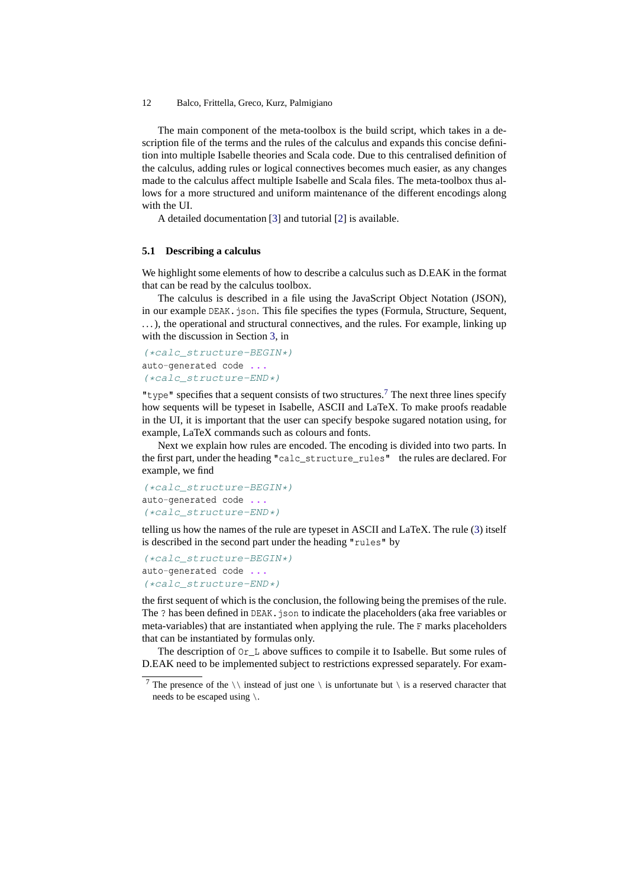The main component of the meta-toolbox is the build script, which takes in a description file of the terms and the rules of the calculus and expands this concise definition into multiple Isabelle theories and Scala code. Due to this centralised definition of the calculus, adding rules or logical connectives becomes much easier, as any changes made to the calculus affect multiple Isabelle and Scala files. The meta-toolbox thus allows for a more structured and uniform maintenance of the different encodings along with the UI.

A detailed documentation [3] and tutorial [2] is available.

### 5.1 Describing a calculus

We highlight some elements of how to describe a calculus such as D.EAK in the format that can be read by the calculus toolbox.

The calculus is described in a file using the JavaScript Object Notation (JSON), in our example `DEAK.json`. This file specifies the types (Formula, Structure, Sequent, ...), the operational and structural connectives, and the rules. For example, linking up with the discussion in Section 3, in

```
(*calc_structure-BEGIN*)
auto-generated code ...
(*calc_structure-END*)
```

`"type"` specifies that a sequent consists of two structures.[7] The next three lines specify how sequents will be typeset in Isabelle, ASCII and LaTeX. To make proofs readable in the UI, it is important that the user can specify bespoke sugared notation using, for example, LaTeX commands such as colours and fonts.

Next we explain how rules are encoded. The encoding is divided into two parts. In the first part, under the heading `"calc_structure_rules"` the rules are declared. For example, we find

```
(*calc_structure-BEGIN*)
auto-generated code ...
(*calc_structure-END*)
```

telling us how the names of the rule are typeset in ASCII and LaTeX. The rule (3) itself is described in the second part under the heading `"rules"` by

```
(*calc_structure-BEGIN*)
auto-generated code ...
(*calc_structure-END*)
```

the first sequent of which is the conclusion, the following being the premises of the rule. The `?` has been defined in `DEAK.json` to indicate the placeholders (aka free variables or meta-variables) that are instantiated when applying the rule. The `F` marks placeholders that can be instantiated by formulas only.

The description of `Or_L` above suffices to compile it to Isabelle. But some rules of D.EAK need to be implemented subject to restrictions expressed separately. For exam-

[7] The presence of the `\\` instead of just one `\` is unfortunate but `\` is a reserved character that needs to be escaped using `\`.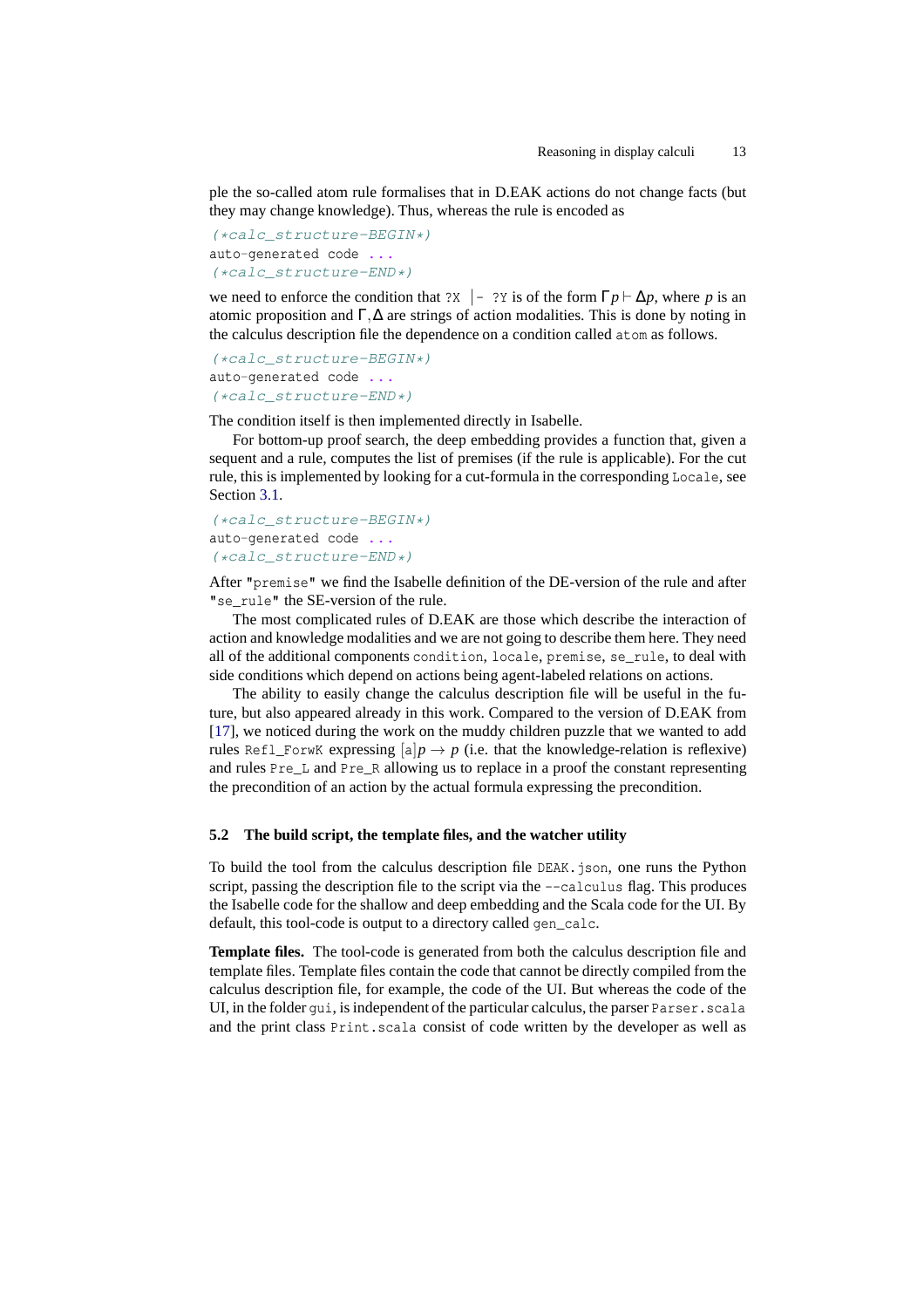ple the so-called atom rule formalises that in D.EAK actions do not change facts (but they may change knowledge). Thus, whereas the rule is encoded as

```
(*calc_structure-BEGIN*)
auto-generated code ...
(*calc_structure-END*)
```

we need to enforce the condition that `?X |- ?Y` is of the form $\Gamma p \vdash \Delta p$, where $p$ is an atomic proposition and $\Gamma, \Delta$ are strings of action modalities. This is done by noting in the calculus description file the dependence on a condition called `atom` as follows.

```
(*calc_structure-BEGIN*)
auto-generated code ...
(*calc_structure-END*)
```

The condition itself is then implemented directly in Isabelle.

For bottom-up proof search, the deep embedding provides a function that, given a sequent and a rule, computes the list of premises (if the rule is applicable). For the cut rule, this is implemented by looking for a cut-formula in the corresponding `Locale`, see Section 3.1.

```
(*calc_structure-BEGIN*)
auto-generated code ...
(*calc_structure-END*)
```

After `"premise"` we find the Isabelle definition of the DE-version of the rule and after `"se_rule"` the SE-version of the rule.

The most complicated rules of D.EAK are those which describe the interaction of action and knowledge modalities and we are not going to describe them here. They need all of the additional components `condition`, `locale`, `premise`, `se_rule`, to deal with side conditions which depend on actions being agent-labeled relations on actions.

The ability to easily change the calculus description file will be useful in the future, but also appeared already in this work. Compared to the version of D.EAK from [17], we noticed during the work on the muddy children puzzle that we wanted to add rules `Refl_ForwK` expressing $[\mathsf{a}]p \to p$ (i.e. that the knowledge-relation is reflexive) and rules `Pre_L` and `Pre_R` allowing us to replace in a proof the constant representing the precondition of an action by the actual formula expressing the precondition.

### 5.2 The build script, the template files, and the watcher utility

To build the tool from the calculus description file `DEAK.json`, one runs the Python script, passing the description file to the script via the `--calculus` flag. This produces the Isabelle code for the shallow and deep embedding and the Scala code for the UI. By default, this tool-code is output to a directory called `gen_calc`.

**Template files.** The tool-code is generated from both the calculus description file and template files. Template files contain the code that cannot be directly compiled from the calculus description file, for example, the code of the UI. But whereas the code of the UI, in the folder `gui`, is independent of the particular calculus, the parser `Parser.scala` and the print class `Print.scala` consist of code written by the developer as well as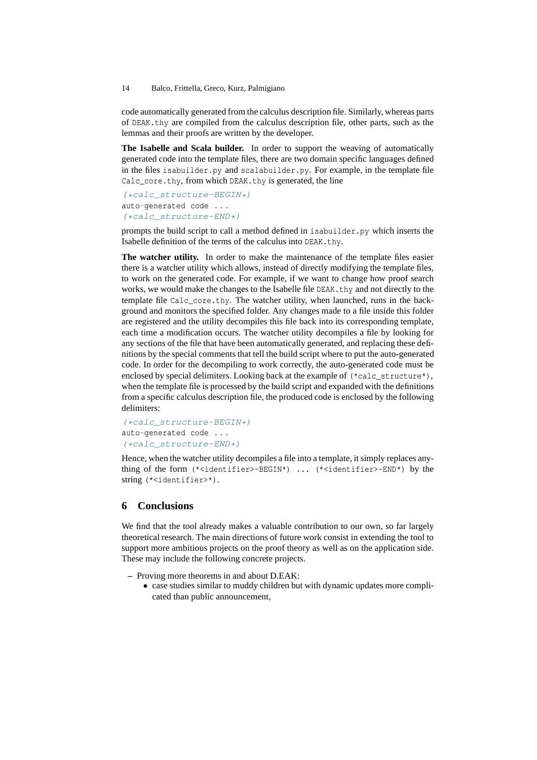code automatically generated from the calculus description file. Similarly, whereas parts of `DEAK.thy` are compiled from the calculus description file, other parts, such as the lemmas and their proofs are written by the developer.

**The Isabelle and Scala builder.** In order to support the weaving of automatically generated code into the template files, there are two domain specific languages defined in the files `isabuilder.py` and `scalabuilder.py`. For example, in the template file `Calc_core.thy`, from which `DEAK.thy` is generated, the line

```
(*calc_structure-BEGIN*)
auto-generated code ...
(*calc_structure-END*)
```

prompts the build script to call a method defined in `isabuilder.py` which inserts the Isabelle definition of the terms of the calculus into `DEAK.thy`.

**The watcher utility.** In order to make the maintenance of the template files easier there is a watcher utility which allows, instead of directly modifying the template files, to work on the generated code. For example, if we want to change how proof search works, we would make the changes to the Isabelle file `DEAK.thy` and not directly to the template file `Calc_core.thy`. The watcher utility, when launched, runs in the background and monitors the specified folder. Any changes made to a file inside this folder are registered and the utility decompiles this file back into its corresponding template, each time a modification occurs. The watcher utility decompiles a file by looking for any sections of the file that have been automatically generated, and replacing these definitions by the special comments that tell the build script where to put the auto-generated code. In order for the decompiling to work correctly, the auto-generated code must be enclosed by special delimiters. Looking back at the example of `(*calc_structure*)`, when the template file is processed by the build script and expanded with the definitions from a specific calculus description file, the produced code is enclosed by the following delimiters:

```
(*calc_structure-BEGIN*)
auto-generated code ...
(*calc_structure-END*)
```

Hence, when the watcher utility decompiles a file into a template, it simply replaces anything of the form `(*<identifier>-BEGIN*) ... (*<identifier>-END*)` by the string `(*<identifier>*)`.

## 6 Conclusions

We find that the tool already makes a valuable contribution to our own, so far largely theoretical research. The main directions of future work consist in extending the tool to support more ambitious projects on the proof theory as well as on the application side. These may include the following concrete projects.

- Proving more theorems in and about D.EAK:
  - case studies similar to muddy children but with dynamic updates more complicated than public announcement,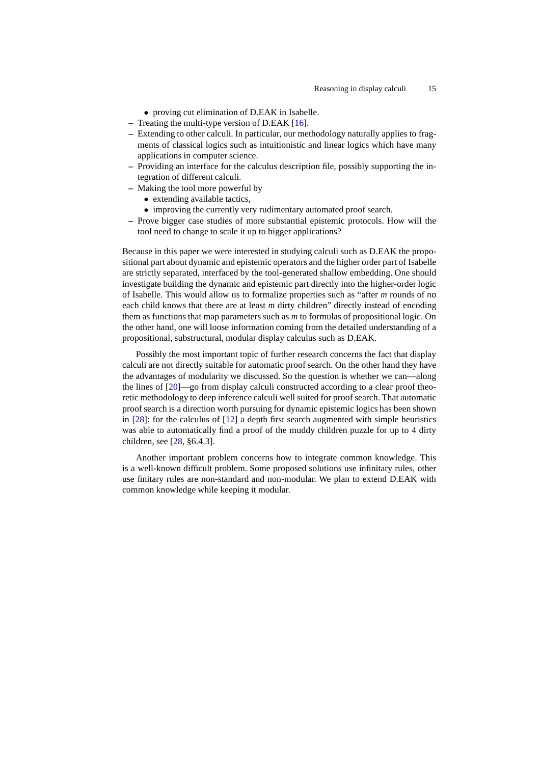- proving cut elimination of D.EAK in Isabelle.
- Treating the multi-type version of D.EAK [16].
- Extending to other calculi. In particular, our methodology naturally applies to fragments of classical logics such as intuitionistic and linear logics which have many applications in computer science.
- Providing an interface for the calculus description file, possibly supporting the integration of different calculi.
- Making the tool more powerful by
    - extending available tactics,
    - improving the currently very rudimentary automated proof search.
- Prove bigger case studies of more substantial epistemic protocols. How will the tool need to change to scale it up to bigger applications?

Because in this paper we were interested in studying calculi such as D.EAK the propositional part about dynamic and epistemic operators and the higher order part of Isabelle are strictly separated, interfaced by the tool-generated shallow embedding. One should investigate building the dynamic and epistemic part directly into the higher-order logic of Isabelle. This would allow us to formalize properties such as "after $m$ rounds of no each child knows that there are at least $m$ dirty children" directly instead of encoding them as functions that map parameters such as $m$ to formulas of propositional logic. On the other hand, one will loose information coming from the detailed understanding of a propositional, substructural, modular display calculus such as D.EAK.

Possibly the most important topic of further research concerns the fact that display calculi are not directly suitable for automatic proof search. On the other hand they have the advantages of modularity we discussed. So the question is whether we can—along the lines of [20]—go from display calculi constructed according to a clear proof theoretic methodology to deep inference calculi well suited for proof search. That automatic proof search is a direction worth pursuing for dynamic epistemic logics has been shown in [28]: for the calculus of [12] a depth first search augmented with simple heuristics was able to automatically find a proof of the muddy children puzzle for up to 4 dirty children, see [28, §6.4.3].

Another important problem concerns how to integrate common knowledge. This is a well-known difficult problem. Some proposed solutions use infinitary rules, other use finitary rules are non-standard and non-modular. We plan to extend D.EAK with common knowledge while keeping it modular.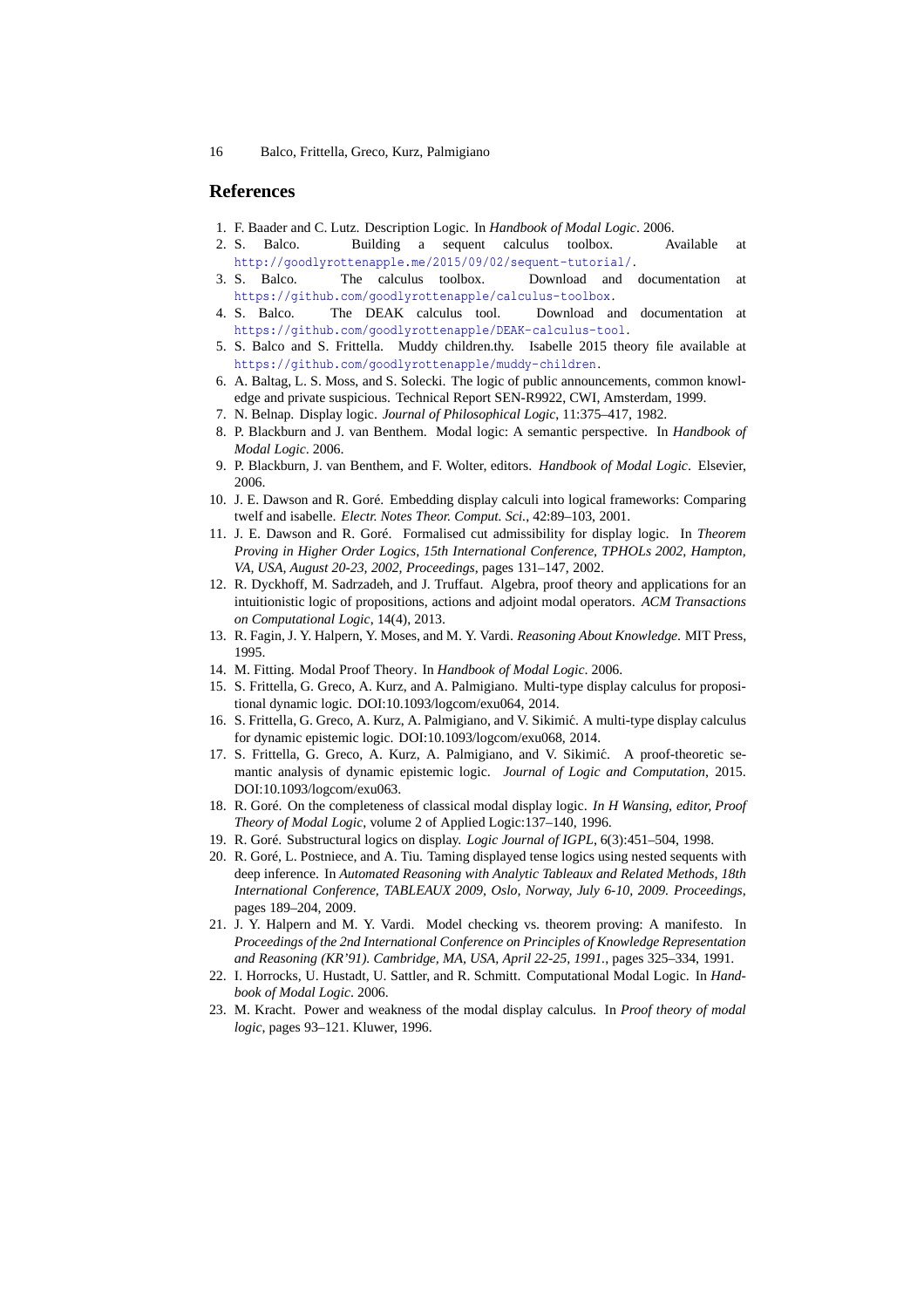## References

1. F. Baader and C. Lutz. Description Logic. In *Handbook of Modal Logic*. 2006.
2. S. Balco. Building a sequent calculus toolbox. Available at http://goodlyrottenapple.me/2015/09/02/sequent-tutorial/.
3. S. Balco. The calculus toolbox. Download and documentation at https://github.com/goodlyrottenapple/calculus-toolbox.
4. S. Balco. The DEAK calculus tool. Download and documentation at https://github.com/goodlyrottenapple/DEAK-calculus-tool.
5. S. Balco and S. Frittella. Muddy children.thy. Isabelle 2015 theory file available at https://github.com/goodlyrottenapple/muddy-children.
6. A. Baltag, L. S. Moss, and S. Solecki. The logic of public announcements, common knowledge and private suspicious. Technical Report SEN-R9922, CWI, Amsterdam, 1999.
7. N. Belnap. Display logic. *Journal of Philosophical Logic*, 11:375–417, 1982.
8. P. Blackburn and J. van Benthem. Modal logic: A semantic perspective. In *Handbook of Modal Logic*. 2006.
9. P. Blackburn, J. van Benthem, and F. Wolter, editors. *Handbook of Modal Logic*. Elsevier, 2006.
10. J. E. Dawson and R. Goré. Embedding display calculi into logical frameworks: Comparing twelf and isabelle. *Electr. Notes Theor. Comput. Sci.*, 42:89–103, 2001.
11. J. E. Dawson and R. Goré. Formalised cut admissibility for display logic. In *Theorem Proving in Higher Order Logics, 15th International Conference, TPHOLs 2002, Hampton, VA, USA, August 20-23, 2002, Proceedings*, pages 131–147, 2002.
12. R. Dyckhoff, M. Sadrzadeh, and J. Truffaut. Algebra, proof theory and applications for an intuitionistic logic of propositions, actions and adjoint modal operators. *ACM Transactions on Computational Logic*, 14(4), 2013.
13. R. Fagin, J. Y. Halpern, Y. Moses, and M. Y. Vardi. *Reasoning About Knowledge*. MIT Press, 1995.
14. M. Fitting. Modal Proof Theory. In *Handbook of Modal Logic*. 2006.
15. S. Frittella, G. Greco, A. Kurz, and A. Palmigiano. Multi-type display calculus for propositional dynamic logic. DOI:10.1093/logcom/exu064, 2014.
16. S. Frittella, G. Greco, A. Kurz, A. Palmigiano, and V. Sikimić. A multi-type display calculus for dynamic epistemic logic. DOI:10.1093/logcom/exu068, 2014.
17. S. Frittella, G. Greco, A. Kurz, A. Palmigiano, and V. Sikimić. A proof-theoretic semantic analysis of dynamic epistemic logic. *Journal of Logic and Computation*, 2015. DOI:10.1093/logcom/exu063.
18. R. Goré. On the completeness of classical modal display logic. *In H Wansing, editor, Proof Theory of Modal Logic*, volume 2 of Applied Logic:137–140, 1996.
19. R. Goré. Substructural logics on display. *Logic Journal of IGPL*, 6(3):451–504, 1998.
20. R. Goré, L. Postniece, and A. Tiu. Taming displayed tense logics using nested sequents with deep inference. In *Automated Reasoning with Analytic Tableaux and Related Methods, 18th International Conference, TABLEAUX 2009, Oslo, Norway, July 6-10, 2009. Proceedings*, pages 189–204, 2009.
21. J. Y. Halpern and M. Y. Vardi. Model checking vs. theorem proving: A manifesto. In *Proceedings of the 2nd International Conference on Principles of Knowledge Representation and Reasoning (KR'91). Cambridge, MA, USA, April 22-25, 1991.*, pages 325–334, 1991.
22. I. Horrocks, U. Hustadt, U. Sattler, and R. Schmitt. Computational Modal Logic. In *Handbook of Modal Logic*. 2006.
23. M. Kracht. Power and weakness of the modal display calculus. In *Proof theory of modal logic*, pages 93–121. Kluwer, 1996.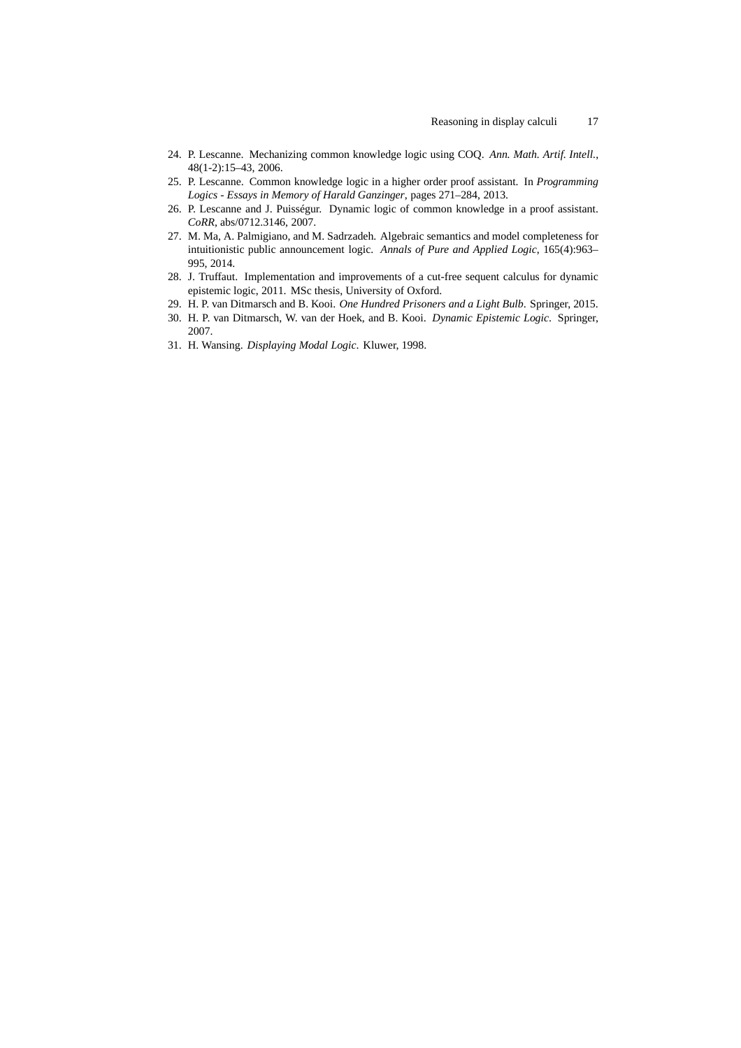24. P. Lescanne. Mechanizing common knowledge logic using COQ. *Ann. Math. Artif. Intell.*, 48(1-2):15–43, 2006.
25. P. Lescanne. Common knowledge logic in a higher order proof assistant. In *Programming Logics - Essays in Memory of Harald Ganzinger*, pages 271–284, 2013.
26. P. Lescanne and J. Puisségur. Dynamic logic of common knowledge in a proof assistant. *CoRR*, abs/0712.3146, 2007.
27. M. Ma, A. Palmigiano, and M. Sadrzadeh. Algebraic semantics and model completeness for intuitionistic public announcement logic. *Annals of Pure and Applied Logic*, 165(4):963–995, 2014.
28. J. Truffaut. Implementation and improvements of a cut-free sequent calculus for dynamic epistemic logic, 2011. MSc thesis, University of Oxford.
29. H. P. van Ditmarsch and B. Kooi. *One Hundred Prisoners and a Light Bulb*. Springer, 2015.
30. H. P. van Ditmarsch, W. van der Hoek, and B. Kooi. *Dynamic Epistemic Logic*. Springer, 2007.
31. H. Wansing. *Displaying Modal Logic*. Kluwer, 1998.